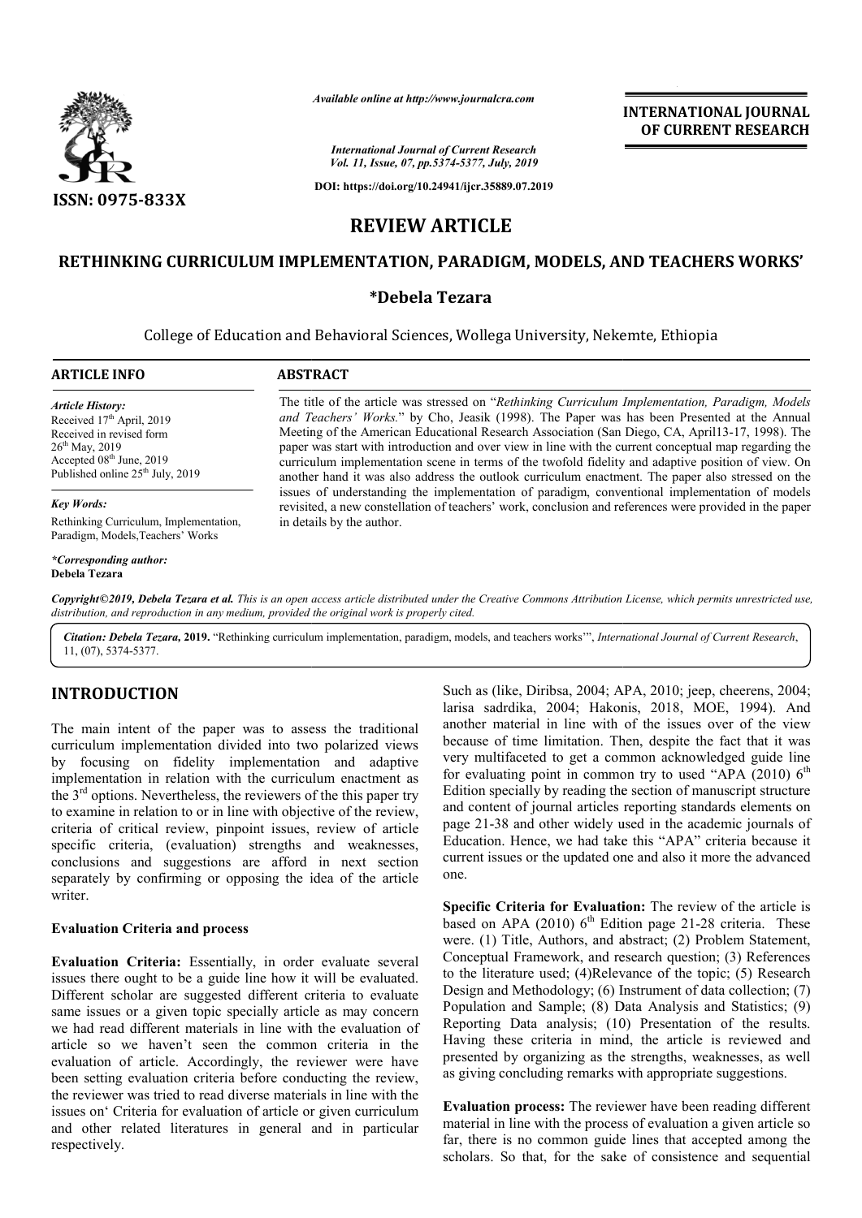# REVIEW ARTICLE

## RETHINKING CURRICULUM IMPLEMENTATION, PARADIGM, MODELS, AND TEACHERS WORKS'

**\*Debela Tezara**

College of Education and Behavioral Sciences, Wollega University, Nekemte, Ethiopia

**ARTICLE INFO**

*Article History:*
Received 17th April, 2019
Received in revised form 26th May, 2019
Accepted 08th June, 2019
Published online 25th July, 2019

*Key Words:*
Rethinking Curriculum, Implementation, Paradigm, Models,Teachers' Works

*\*Corresponding author:*
**Debela Tezara**

**ABSTRACT**

The title of the article was stressed on "*Rethinking Curriculum Implementation, Paradigm, Models and Teachers' Works.*" by Cho, Jeasik (1998). The Paper was has been Presented at the Annual Meeting of the American Educational Research Association (San Diego, CA, April13-17, 1998). The paper was start with introduction and over view in line with the current conceptual map regarding the curriculum implementation scene in terms of the twofold fidelity and adaptive position of view. On another hand it was also address the outlook curriculum enactment. The paper also stressed on the issues of understanding the implementation of paradigm, conventional implementation of models revisited, a new constellation of teachers' work, conclusion and references were provided in the paper in details by the author.

*Copyright©2019, Debela Tezara et al. This is an open access article distributed under the Creative Commons Attribution License, which permits unrestricted use, distribution, and reproduction in any medium, provided the original work is properly cited.*

*Citation: Debela Tezara,* **2019.** "Rethinking curriculum implementation, paradigm, models, and teachers works'", *International Journal of Current Research*, 11, (07), 5374-5377.

## INTRODUCTION

The main intent of the paper was to assess the traditional curriculum implementation divided into two polarized views by focusing on fidelity implementation and adaptive implementation in relation with the curriculum enactment as the 3rd options. Nevertheless, the reviewers of the this paper try to examine in relation to or in line with objective of the review, criteria of critical review, pinpoint issues, review of article specific criteria, (evaluation) strengths and weaknesses, conclusions and suggestions are afford in next section separately by confirming or opposing the idea of the article writer.

### Evaluation Criteria and process

**Evaluation Criteria:** Essentially, in order evaluate several issues there ought to be a guide line how it will be evaluated. Different scholar are suggested different criteria to evaluate same issues or a given topic specially article as may concern we had read different materials in line with the evaluation of article so we haven't seen the common criteria in the evaluation of article. Accordingly, the reviewer were have been setting evaluation criteria before conducting the review, the reviewer was tried to read diverse materials in line with the issues on' Criteria for evaluation of article or given curriculum and other related literatures in general and in particular respectively.

Such as (like, Diribsa, 2004; APA, 2010; jeep, cheerens, 2004; larisa sadrdika, 2004; Hakonis, 2018, MOE, 1994). And another material in line with of the issues over of the view because of time limitation. Then, despite the fact that it was very multifaceted to get a common acknowledged guide line for evaluating point in common try to used "APA (2010) 6th Edition specially by reading the section of manuscript structure and content of journal articles reporting standards elements on page 21-38 and other widely used in the academic journals of Education. Hence, we had take this "APA" criteria because it current issues or the updated one and also it more the advanced one.

**Specific Criteria for Evaluation:** The review of the article is based on APA (2010) 6th Edition page 21-28 criteria. These were. (1) Title, Authors, and abstract; (2) Problem Statement, Conceptual Framework, and research question; (3) References to the literature used; (4)Relevance of the topic; (5) Research Design and Methodology; (6) Instrument of data collection; (7) Population and Sample; (8) Data Analysis and Statistics; (9) Reporting Data analysis; (10) Presentation of the results. Having these criteria in mind, the article is reviewed and presented by organizing as the strengths, weaknesses, as well as giving concluding remarks with appropriate suggestions.

**Evaluation process:** The reviewer have been reading different material in line with the process of evaluation a given article so far, there is no common guide lines that accepted among the scholars. So that, for the sake of consistence and sequential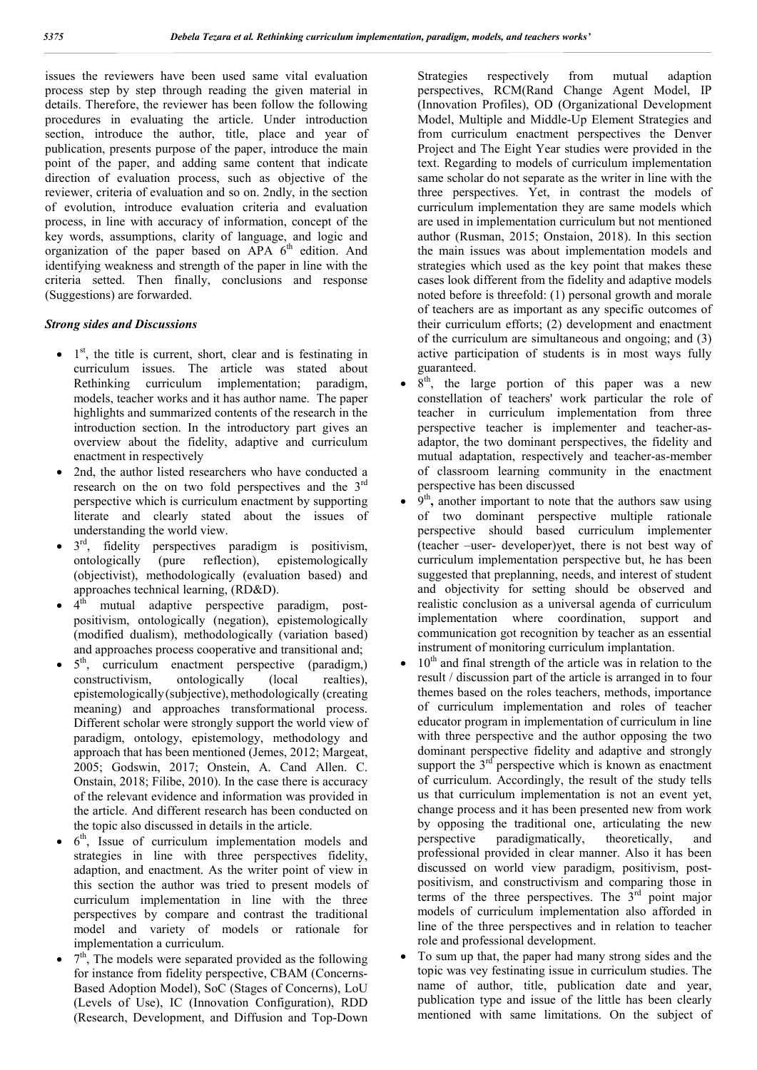issues the reviewers have been used same vital evaluation process step by step through reading the given material in details. Therefore, the reviewer has been follow the following procedures in evaluating the article. Under introduction section, introduce the author, title, place and year of publication, presents purpose of the paper, introduce the main point of the paper, and adding same content that indicate direction of evaluation process, such as objective of the reviewer, criteria of evaluation and so on. 2ndly, in the section of evolution, introduce evaluation criteria and evaluation process, in line with accuracy of information, concept of the key words, assumptions, clarity of language, and logic and organization of the paper based on APA 6th edition. And identifying weakness and strength of the paper in line with the criteria setted. Then finally, conclusions and response (Suggestions) are forwarded.

### *Strong sides and Discussions*

- 1st, the title is current, short, clear and is festinating in curriculum issues. The article was stated about Rethinking curriculum implementation; paradigm, models, teacher works and it has author name. The paper highlights and summarized contents of the research in the introduction section. In the introductory part gives an overview about the fidelity, adaptive and curriculum enactment in respectively
- 2nd, the author listed researchers who have conducted a research on the on two fold perspectives and the 3rd perspective which is curriculum enactment by supporting literate and clearly stated about the issues of understanding the world view.
- 3rd, fidelity perspectives paradigm is positivism, ontologically (pure reflection), epistemologically (objectivist), methodologically (evaluation based) and approaches technical learning, (RD&D).
- 4th mutual adaptive perspective paradigm, post-positivism, ontologically (negation), epistemologically (modified dualism), methodologically (variation based) and approaches process cooperative and transitional and;
- 5th, curriculum enactment perspective (paradigm,) constructivism, ontologically (local realties), epistemologically (subjective), methodologically (creating meaning) and approaches transformational process. Different scholar were strongly support the world view of paradigm, ontology, epistemology, methodology and approach that has been mentioned (Jemes, 2012; Margeat, 2005; Godswin, 2017; Onstein, A. Cand Allen. C. Onstain, 2018; Filibe, 2010). In the case there is accuracy of the relevant evidence and information was provided in the article. And different research has been conducted on the topic also discussed in details in the article.
- 6th, Issue of curriculum implementation models and strategies in line with three perspectives fidelity, adaption, and enactment. As the writer point of view in this section the author was tried to present models of curriculum implementation in line with the three perspectives by compare and contrast the traditional model and variety of models or rationale for implementation a curriculum.
- 7th, The models were separated provided as the following for instance from fidelity perspective, CBAM (Concerns-Based Adoption Model), SoC (Stages of Concerns), LoU (Levels of Use), IC (Innovation Configuration), RDD (Research, Development, and Diffusion and Top-Down Strategies respectively from mutual adaption perspectives, RCM(Rand Change Agent Model, IP (Innovation Profiles), OD (Organizational Development Model, Multiple and Middle-Up Element Strategies and from curriculum enactment perspectives the Denver Project and The Eight Year studies were provided in the text. Regarding to models of curriculum implementation same scholar do not separate as the writer in line with the three perspectives. Yet, in contrast the models of curriculum implementation they are same models which are used in implementation curriculum but not mentioned author (Rusman, 2015; Onstaion, 2018). In this section the main issues was about implementation models and strategies which used as the key point that makes these cases look different from the fidelity and adaptive models noted before is threefold: (1) personal growth and morale of teachers are as important as any specific outcomes of their curriculum efforts; (2) development and enactment of the curriculum are simultaneous and ongoing; and (3) active participation of students is in most ways fully guaranteed.
- 8th, the large portion of this paper was a new constellation of teachers' work particular the role of teacher in curriculum implementation from three perspective teacher is implementer and teacher-as-adaptor, the two dominant perspectives, the fidelity and mutual adaptation, respectively and teacher-as-member of classroom learning community in the enactment perspective has been discussed
- 9th, another important to note that the authors saw using of two dominant perspective multiple rationale perspective should based curriculum implementer (teacher –user- developer)yet, there is not best way of curriculum implementation perspective but, he has been suggested that preplanning, needs, and interest of student and objectivity for setting should be observed and realistic conclusion as a universal agenda of curriculum implementation where coordination, support and communication got recognition by teacher as an essential instrument of monitoring curriculum implantation.
- 10th and final strength of the article was in relation to the result / discussion part of the article is arranged in to four themes based on the roles teachers, methods, importance of curriculum implementation and roles of teacher educator program in implementation of curriculum in line with three perspective and the author opposing the two dominant perspective fidelity and adaptive and strongly support the 3rd perspective which is known as enactment of curriculum. Accordingly, the result of the study tells us that curriculum implementation is not an event yet, change process and it has been presented new from work by opposing the traditional one, articulating the new perspective paradigmatically, theoretically, and professional provided in clear manner. Also it has been discussed on world view paradigm, positivism, post-positivism, and constructivism and comparing those in terms of the three perspectives. The 3rd point major models of curriculum implementation also afforded in line of the three perspectives and in relation to teacher role and professional development.
- To sum up that, the paper had many strong sides and the topic was vey festinating issue in curriculum studies. The name of author, title, publication date and year, publication type and issue of the little has been clearly mentioned with same limitations. On the subject of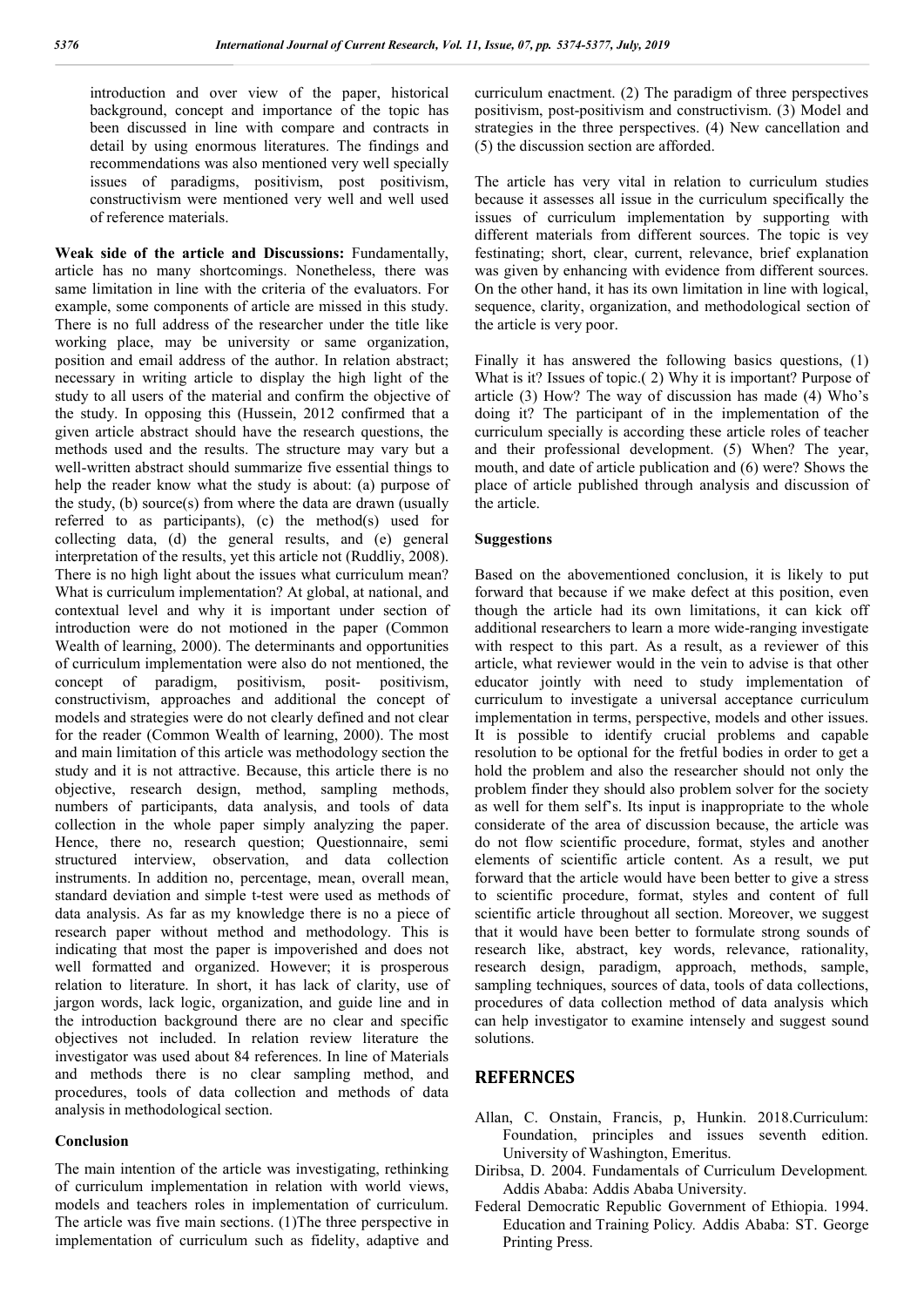introduction and over view of the paper, historical background, concept and importance of the topic has been discussed in line with compare and contracts in detail by using enormous literatures. The findings and recommendations was also mentioned very well specially issues of paradigms, positivism, post positivism, constructivism were mentioned very well and well used of reference materials.

**Weak side of the article and Discussions:** Fundamentally, article has no many shortcomings. Nonetheless, there was same limitation in line with the criteria of the evaluators. For example, some components of article are missed in this study. There is no full address of the researcher under the title like working place, may be university or same organization, position and email address of the author. In relation abstract; necessary in writing article to display the high light of the study to all users of the material and confirm the objective of the study. In opposing this (Hussein, 2012 confirmed that a given article abstract should have the research questions, the methods used and the results. The structure may vary but a well-written abstract should summarize five essential things to help the reader know what the study is about: (a) purpose of the study, (b) source(s) from where the data are drawn (usually referred to as participants), (c) the method(s) used for collecting data, (d) the general results, and (e) general interpretation of the results, yet this article not (Ruddliy, 2008). There is no high light about the issues what curriculum mean? What is curriculum implementation? At global, at national, and contextual level and why it is important under section of introduction were do not motioned in the paper (Common Wealth of learning, 2000). The determinants and opportunities of curriculum implementation were also do not mentioned, the concept of paradigm, positivism, posit- positivism, constructivism, approaches and additional the concept of models and strategies were do not clearly defined and not clear for the reader (Common Wealth of learning, 2000). The most and main limitation of this article was methodology section the study and it is not attractive. Because, this article there is no objective, research design, method, sampling methods, numbers of participants, data analysis, and tools of data collection in the whole paper simply analyzing the paper. Hence, there no, research question; Questionnaire, semi structured interview, observation, and data collection instruments. In addition no, percentage, mean, overall mean, standard deviation and simple t-test were used as methods of data analysis. As far as my knowledge there is no a piece of research paper without method and methodology. This is indicating that most the paper is impoverished and does not well formatted and organized. However; it is prosperous relation to literature. In short, it has lack of clarity, use of jargon words, lack logic, organization, and guide line and in the introduction background there are no clear and specific objectives not included. In relation review literature the investigator was used about 84 references. In line of Materials and methods there is no clear sampling method, and procedures, tools of data collection and methods of data analysis in methodological section.

### Conclusion

The main intention of the article was investigating, rethinking of curriculum implementation in relation with world views, models and teachers roles in implementation of curriculum. The article was five main sections. (1)The three perspective in implementation of curriculum such as fidelity, adaptive and curriculum enactment. (2) The paradigm of three perspectives positivism, post-positivism and constructivism. (3) Model and strategies in the three perspectives. (4) New cancellation and (5) the discussion section are afforded.

The article has very vital in relation to curriculum studies because it assesses all issue in the curriculum specifically the issues of curriculum implementation by supporting with different materials from different sources. The topic is vey festinating; short, clear, current, relevance, brief explanation was given by enhancing with evidence from different sources. On the other hand, it has its own limitation in line with logical, sequence, clarity, organization, and methodological section of the article is very poor.

Finally it has answered the following basics questions, (1) What is it? Issues of topic.( 2) Why it is important? Purpose of article (3) How? The way of discussion has made (4) Who's doing it? The participant of in the implementation of the curriculum specially is according these article roles of teacher and their professional development. (5) When? The year, mouth, and date of article publication and (6) were? Shows the place of article published through analysis and discussion of the article.

### Suggestions

Based on the abovementioned conclusion, it is likely to put forward that because if we make defect at this position, even though the article had its own limitations, it can kick off additional researchers to learn a more wide-ranging investigate with respect to this part. As a result, as a reviewer of this article, what reviewer would in the vein to advise is that other educator jointly with need to study implementation of curriculum to investigate a universal acceptance curriculum implementation in terms, perspective, models and other issues. It is possible to identify crucial problems and capable resolution to be optional for the fretful bodies in order to get a hold the problem and also the researcher should not only the problem finder they should also problem solver for the society as well for them self's. Its input is inappropriate to the whole considerate of the area of discussion because, the article was do not flow scientific procedure, format, styles and another elements of scientific article content. As a result, we put forward that the article would have been better to give a stress to scientific procedure, format, styles and content of full scientific article throughout all section. Moreover, we suggest that it would have been better to formulate strong sounds of research like, abstract, key words, relevance, rationality, research design, paradigm, approach, methods, sample, sampling techniques, sources of data, tools of data collections, procedures of data collection method of data analysis which can help investigator to examine intensely and suggest sound solutions.

## REFERNCES

Allan, C. Onstain, Francis, p, Hunkin. 2018.Curriculum: Foundation, principles and issues seventh edition. University of Washington, Emeritus.

Diribsa, D. 2004. Fundamentals of Curriculum Development*.* Addis Ababa: Addis Ababa University.

Federal Democratic Republic Government of Ethiopia. 1994. Education and Training Policy*.* Addis Ababa: ST. George Printing Press.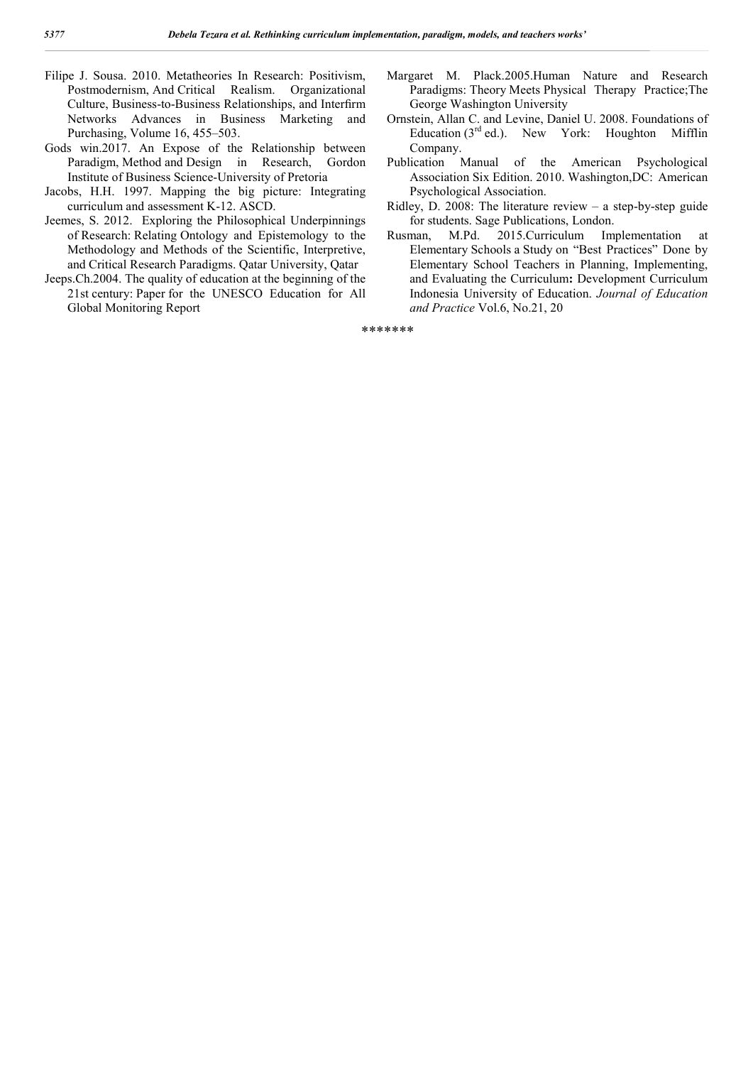Filipe J. Sousa. 2010. Metatheories In Research: Positivism, Postmodernism, And Critical Realism. Organizational Culture, Business-to-Business Relationships, and Interfirm Networks Advances in Business Marketing and Purchasing, Volume 16, 455–503.

Gods win.2017. An Expose of the Relationship between Paradigm, Method and Design in Research, Gordon Institute of Business Science-University of Pretoria

Jacobs, H.H. 1997. Mapping the big picture: Integrating curriculum and assessment K-12. ASCD.

Jeemes, S. 2012. Exploring the Philosophical Underpinnings of Research: Relating Ontology and Epistemology to the Methodology and Methods of the Scientific, Interpretive, and Critical Research Paradigms. Qatar University, Qatar

Jeeps.Ch.2004. The quality of education at the beginning of the 21st century: Paper for the UNESCO Education for All Global Monitoring Report

Margaret M. Plack.2005.Human Nature and Research Paradigms: Theory Meets Physical Therapy Practice;The George Washington University

Ornstein, Allan C. and Levine, Daniel U. 2008. Foundations of Education (3rd ed.). New York: Houghton Mifflin Company.

Publication Manual of the American Psychological Association Six Edition. 2010. Washington,DC: American Psychological Association.

Ridley, D. 2008: The literature review – a step-by-step guide for students. Sage Publications, London.

Rusman, M.Pd. 2015.Curriculum Implementation at Elementary Schools a Study on "Best Practices" Done by Elementary School Teachers in Planning, Implementing, and Evaluating the Curriculum**:** Development Curriculum Indonesia University of Education. *Journal of Education and Practice* Vol.6, No.21, 20

*******